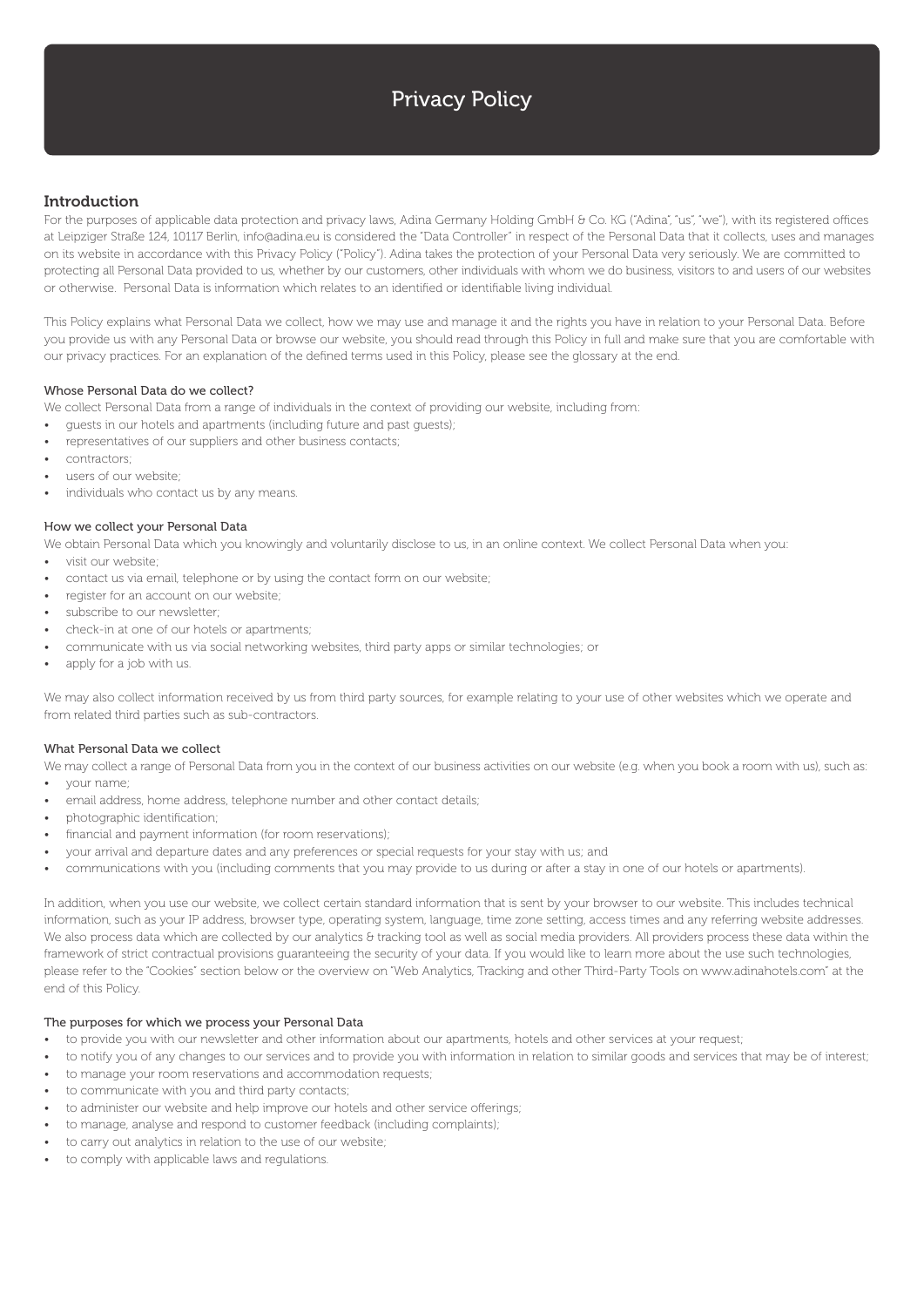# Privacy Policy

## Introduction

For the purposes of applicable data protection and privacy laws, Adina Germany Holding GmbH & Co. KG ("Adina", "us", "we"), with its registered offices at Leipziger Straße 124, 10117 Berlin, info@adina.eu is considered the "Data Controller" in respect of the Personal Data that it collects, uses and manages on its website in accordance with this Privacy Policy ("Policy"). Adina takes the protection of your Personal Data very seriously. We are committed to protecting all Personal Data provided to us, whether by our customers, other individuals with whom we do business, visitors to and users of our websites or otherwise. Personal Data is information which relates to an identified or identifiable living individual.

This Policy explains what Personal Data we collect, how we may use and manage it and the rights you have in relation to your Personal Data. Before you provide us with any Personal Data or browse our website, you should read through this Policy in full and make sure that you are comfortable with our privacy practices. For an explanation of the defined terms used in this Policy, please see the glossary at the end.

### Whose Personal Data do we collect?

We collect Personal Data from a range of individuals in the context of providing our website, including from:

- guests in our hotels and apartments (including future and past guests);
- representatives of our suppliers and other business contacts;
- contractors;
- users of our website;
- individuals who contact us by any means.

### How we collect your Personal Data

We obtain Personal Data which you knowingly and voluntarily disclose to us, in an online context. We collect Personal Data when you:

- visit our website;
- contact us via email, telephone or by using the contact form on our website;
- register for an account on our website;
- subscribe to our newsletter;
- check-in at one of our hotels or apartments;
- communicate with us via social networking websites, third party apps or similar technologies; or
- apply for a job with us.

We may also collect information received by us from third party sources, for example relating to your use of other websites which we operate and from related third parties such as sub-contractors.

### What Personal Data we collect

We may collect a range of Personal Data from you in the context of our business activities on our website (e.g. when you book a room with us), such as:

- your name;
- email address, home address, telephone number and other contact details;
- photographic identification;
- financial and payment information (for room reservations);
- your arrival and departure dates and any preferences or special requests for your stay with us; and
- communications with you (including comments that you may provide to us during or after a stay in one of our hotels or apartments).

In addition, when you use our website, we collect certain standard information that is sent by your browser to our website. This includes technical information, such as your IP address, browser type, operating system, language, time zone setting, access times and any referring website addresses. We also process data which are collected by our analytics & tracking tool as well as social media providers. All providers process these data within the framework of strict contractual provisions guaranteeing the security of your data. If you would like to learn more about the use such technologies, please refer to the "Cookies" section below or the overview on "Web Analytics, Tracking and other Third-Party Tools on www.adinahotels.com" at the end of this Policy.

### The purposes for which we process your Personal Data

- to provide you with our newsletter and other information about our apartments, hotels and other services at your request;
- to notify you of any changes to our services and to provide you with information in relation to similar goods and services that may be of interest;
- to manage your room reservations and accommodation requests;
- to communicate with you and third party contacts;
- to administer our website and help improve our hotels and other service offerings;
- to manage, analyse and respond to customer feedback (including complaints);
- to carry out analytics in relation to the use of our website;
- to comply with applicable laws and regulations.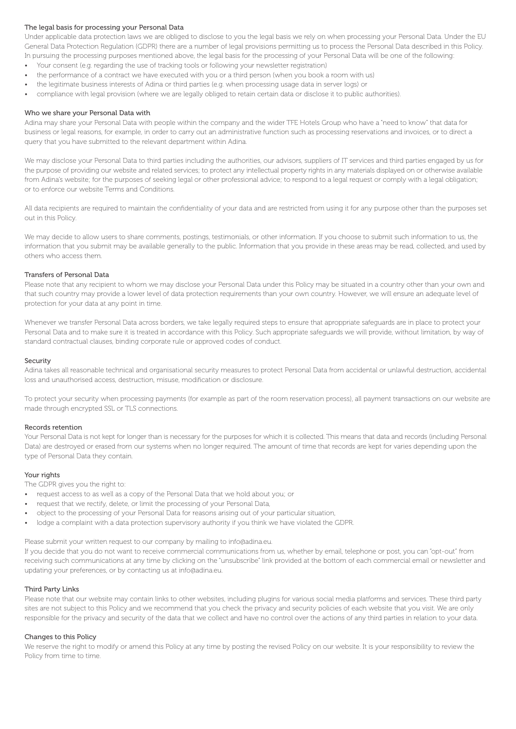## The legal basis for processing your Personal Data

Under applicable data protection laws we are obliged to disclose to you the legal basis we rely on when processing your Personal Data. Under the EU General Data Protection Regulation (GDPR) there are a number of legal provisions permitting us to process the Personal Data described in this Policy. In pursuing the processing purposes mentioned above, the legal basis for the processing of your Personal Data will be one of the following:

- Your consent (e.g. regarding the use of tracking tools or following your newsletter registration)
- the performance of a contract we have executed with you or a third person (when you book a room with us)
- the legitimate business interests of Adina or third parties (e.g. when processing usage data in server logs) or
- compliance with legal provision (where we are legally obliged to retain certain data or disclose it to public authorities).

## Who we share your Personal Data with

Adina may share your Personal Data with people within the company and the wider TFE Hotels Group who have a "need to know" that data for business or legal reasons, for example, in order to carry out an administrative function such as processing reservations and invoices, or to direct a query that you have submitted to the relevant department within Adina.

We may disclose your Personal Data to third parties including the authorities, our advisors, suppliers of IT services and third parties engaged by us for the purpose of providing our website and related services; to protect any intellectual property rights in any materials displayed on or otherwise available from Adina's website; for the purposes of seeking legal or other professional advice; to respond to a legal request or comply with a legal obligation; or to enforce our website Terms and Conditions.

All data recipients are required to maintain the confidentiality of your data and are restricted from using it for any purpose other than the purposes set out in this Policy.

We may decide to allow users to share comments, postings, testimonials, or other information. If you choose to submit such information to us, the information that you submit may be available generally to the public. Information that you provide in these areas may be read, collected, and used by others who access them.

## Transfers of Personal Data

Please note that any recipient to whom we may disclose your Personal Data under this Policy may be situated in a country other than your own and that such country may provide a lower level of data protection requirements than your own country. However, we will ensure an adequate level of protection for your data at any point in time.

Whenever we transfer Personal Data across borders, we take legally required steps to ensure that aproppriate safeguards are in place to protect your Personal Data and to make sure it is treated in accordance with this Policy. Such appropriate safeguards we will provide, without limitation, by way of standard contractual clauses, binding corporate rule or approved codes of conduct.

## Security

Adina takes all reasonable technical and organisational security measures to protect Personal Data from accidental or unlawful destruction, accidental loss and unauthorised access, destruction, misuse, modification or disclosure.

To protect your security when processing payments (for example as part of the room reservation process), all payment transactions on our website are made through encrypted SSL or TLS connections.

## Records retention

Your Personal Data is not kept for longer than is necessary for the purposes for which it is collected. This means that data and records (including Personal Data) are destroyed or erased from our systems when no longer required. The amount of time that records are kept for varies depending upon the type of Personal Data they contain.

## Your rights

The GDPR gives you the right to:

- request access to as well as a copy of the Personal Data that we hold about you; or
- request that we rectify, delete, or limit the processing of your Personal Data,
- object to the processing of your Personal Data for reasons arising out of your particular situation,
- lodge a complaint with a data protection supervisory authority if you think we have violated the GDPR.

Please submit your written request to our company by mailing to info@adina.eu.

If you decide that you do not want to receive commercial communications from us, whether by email, telephone or post, you can "opt-out" from receiving such communications at any time by clicking on the "unsubscribe" link provided at the bottom of each commercial email or newsletter and updating your preferences, or by contacting us at info@adina.eu.

## Third Party Links

Please note that our website may contain links to other websites, including plugins for various social media platforms and services. These third party sites are not subject to this Policy and we recommend that you check the privacy and security policies of each website that you visit. We are only responsible for the privacy and security of the data that we collect and have no control over the actions of any third parties in relation to your data.

## Changes to this Policy

We reserve the right to modify or amend this Policy at any time by posting the revised Policy on our website. It is your responsibility to review the Policy from time to time.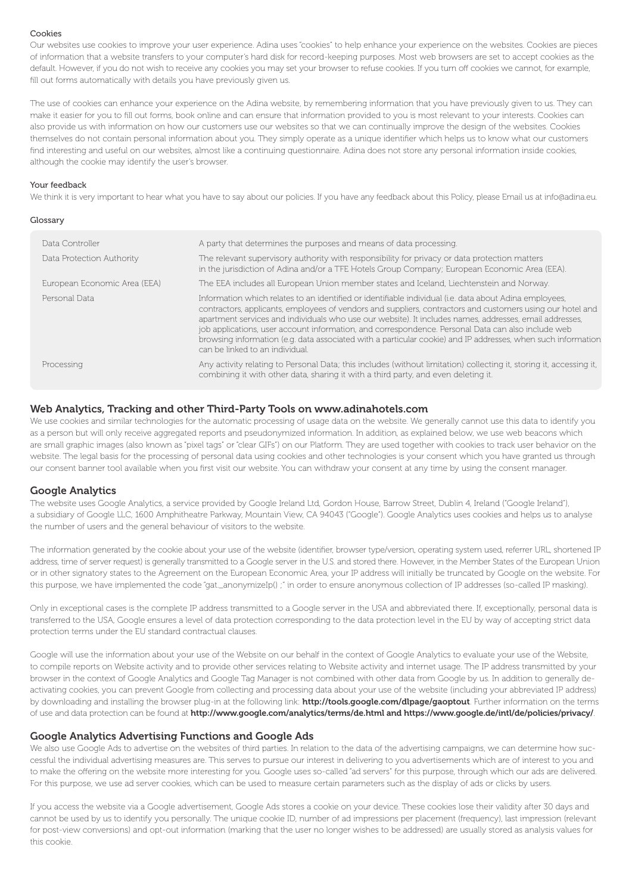### Cookies

Our websites use cookies to improve your user experience. Adina uses "cookies" to help enhance your experience on the websites. Cookies are pieces of information that a website transfers to your computer's hard disk for record-keeping purposes. Most web browsers are set to accept cookies as the default. However, if you do not wish to receive any cookies you may set your browser to refuse cookies. If you turn off cookies we cannot, for example, fill out forms automatically with details you have previously given us.

The use of cookies can enhance your experience on the Adina website, by remembering information that you have previously given to us. They can make it easier for you to fill out forms, book online and can ensure that information provided to you is most relevant to your interests. Cookies can also provide us with information on how our customers use our websites so that we can continually improve the design of the websites. Cookies themselves do not contain personal information about you. They simply operate as a unique identifier which helps us to know what our customers find interesting and useful on our websites, almost like a continuing questionnaire. Adina does not store any personal information inside cookies, although the cookie may identify the user's browser.

### Your feedback

We think it is very important to hear what you have to say about our policies. If you have any feedback about this Policy, please Email us at info@adina.eu.

### Glossary

| | |
|---|---|
| Data Controller | A party that determines the purposes and means of data processing. |
| Data Protection Authority | The relevant supervisory authority with responsibility for privacy or data protection matters in the jurisdiction of Adina and/or a TFE Hotels Group Company; European Economic Area (EEA). |
| European Economic Area (EEA) | The EEA includes all European Union member states and Iceland, Liechtenstein and Norway. |
| Personal Data | Information which relates to an identified or identifiable individual (i.e. data about Adina employees, contractors, applicants, employees of vendors and suppliers, contractors and customers using our hotel and apartment services and individuals who use our website). It includes names, addresses, email addresses, job applications, user account information, and correspondence. Personal Data can also include web browsing information (e.g. data associated with a particular cookie) and IP addresses, when such information can be linked to an individual. |
| Processing | Any activity relating to Personal Data; this includes (without limitation) collecting it, storing it, accessing it, combining it with other data, sharing it with a third party, and even deleting it. |

## Web Analytics, Tracking and other Third-Party Tools on www.adinahotels.com

We use cookies and similar technologies for the automatic processing of usage data on the website. We generally cannot use this data to identify you as a person but will only receive aggregated reports and pseudonymized information. In addition, as explained below, we use web beacons which are small graphic images (also known as "pixel tags" or "clear GIFs") on our Platform. They are used together with cookies to track user behavior on the website. The legal basis for the processing of personal data using cookies and other technologies is your consent which you have granted us through our consent banner tool available when you first visit our website. You can withdraw your consent at any time by using the consent manager.

## Google Analytics

The website uses Google Analytics, a service provided by Google Ireland Ltd, Gordon House, Barrow Street, Dublin 4, Ireland ("Google Ireland"), a subsidiary of Google LLC, 1600 Amphitheatre Parkway, Mountain View, CA 94043 ("Google"). Google Analytics uses cookies and helps us to analyse the number of users and the general behaviour of visitors to the website.

The information generated by the cookie about your use of the website (identifier, browser type/version, operating system used, referrer URL, shortened IP address, time of server request) is generally transmitted to a Google server in the U.S. and stored there. However, in the Member States of the European Union or in other signatory states to the Agreement on the European Economic Area, your IP address will initially be truncated by Google on the website. For this purpose, we have implemented the code "gat._anonymizeIp() ;" in order to ensure anonymous collection of IP addresses (so-called IP masking).

Only in exceptional cases is the complete IP address transmitted to a Google server in the USA and abbreviated there. If, exceptionally, personal data is transferred to the USA, Google ensures a level of data protection corresponding to the data protection level in the EU by way of accepting strict data protection terms under the EU standard contractual clauses.

Google will use the information about your use of the Website on our behalf in the context of Google Analytics to evaluate your use of the Website, to compile reports on Website activity and to provide other services relating to Website activity and internet usage. The IP address transmitted by your browser in the context of Google Analytics and Google Tag Manager is not combined with other data from Google by us. In addition to generally de-activating cookies, you can prevent Google from collecting and processing data about your use of the website (including your abbreviated IP address) by downloading and installing the browser plug-in at the following link: **http://tools.google.com/dlpage/gaoptout**. Further information on the terms of use and data protection can be found at **http://www.google.com/analytics/terms/de.html and https://www.google.de/intl/de/policies/privacy/**.

## Google Analytics Advertising Functions and Google Ads

We also use Google Ads to advertise on the websites of third parties. In relation to the data of the advertising campaigns, we can determine how successful the individual advertising measures are. This serves to pursue our interest in delivering to you advertisements which are of interest to you and to make the offering on the website more interesting for you. Google uses so-called "ad servers" for this purpose, through which our ads are delivered. For this purpose, we use ad server cookies, which can be used to measure certain parameters such as the display of ads or clicks by users.

If you access the website via a Google advertisement, Google Ads stores a cookie on your device. These cookies lose their validity after 30 days and cannot be used by us to identify you personally. The unique cookie ID, number of ad impressions per placement (frequency), last impression (relevant for post-view conversions) and opt-out information (marking that the user no longer wishes to be addressed) are usually stored as analysis values for this cookie.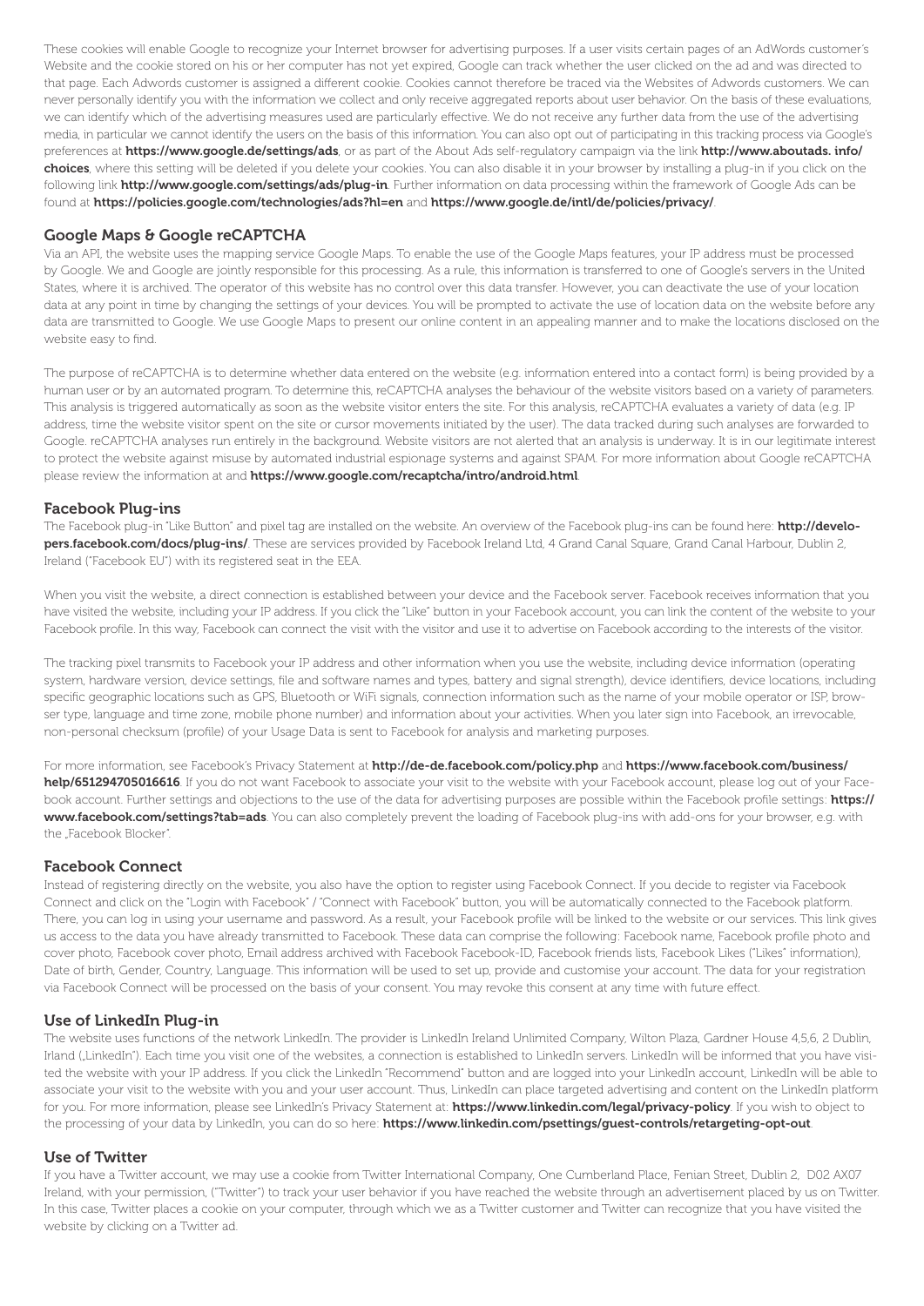These cookies will enable Google to recognize your Internet browser for advertising purposes. If a user visits certain pages of an AdWords customer's Website and the cookie stored on his or her computer has not yet expired, Google can track whether the user clicked on the ad and was directed to that page. Each Adwords customer is assigned a different cookie. Cookies cannot therefore be traced via the Websites of Adwords customers. We can never personally identify you with the information we collect and only receive aggregated reports about user behavior. On the basis of these evaluations, we can identify which of the advertising measures used are particularly effective. We do not receive any further data from the use of the advertising media, in particular we cannot identify the users on the basis of this information. You can also opt out of participating in this tracking process via Google's preferences at **https://www.google.de/settings/ads**, or as part of the About Ads self-regulatory campaign via the link **http://www.aboutads. info/choices**, where this setting will be deleted if you delete your cookies. You can also disable it in your browser by installing a plug-in if you click on the following link **http://www.google.com/settings/ads/plug-in**. Further information on data processing within the framework of Google Ads can be found at **https://policies.google.com/technologies/ads?hl=en** and **https://www.google.de/intl/de/policies/privacy/**.

## Google Maps & Google reCAPTCHA

Via an API, the website uses the mapping service Google Maps. To enable the use of the Google Maps features, your IP address must be processed by Google. We and Google are jointly responsible for this processing. As a rule, this information is transferred to one of Google's servers in the United States, where it is archived. The operator of this website has no control over this data transfer. However, you can deactivate the use of your location data at any point in time by changing the settings of your devices. You will be prompted to activate the use of location data on the website before any data are transmitted to Google. We use Google Maps to present our online content in an appealing manner and to make the locations disclosed on the website easy to find.

The purpose of reCAPTCHA is to determine whether data entered on the website (e.g. information entered into a contact form) is being provided by a human user or by an automated program. To determine this, reCAPTCHA analyses the behaviour of the website visitors based on a variety of parameters. This analysis is triggered automatically as soon as the website visitor enters the site. For this analysis, reCAPTCHA evaluates a variety of data (e.g. IP address, time the website visitor spent on the site or cursor movements initiated by the user). The data tracked during such analyses are forwarded to Google. reCAPTCHA analyses run entirely in the background. Website visitors are not alerted that an analysis is underway. It is in our legitimate interest to protect the website against misuse by automated industrial espionage systems and against SPAM. For more information about Google reCAPTCHA please review the information at and **https://www.google.com/recaptcha/intro/android.html**.

## Facebook Plug-ins

The Facebook plug-in "Like Button" and pixel tag are installed on the website. An overview of the Facebook plug-ins can be found here: **http://developers.facebook.com/docs/plug-ins/**. These are services provided by Facebook Ireland Ltd, 4 Grand Canal Square, Grand Canal Harbour, Dublin 2, Ireland ("Facebook EU") with its registered seat in the EEA.

When you visit the website, a direct connection is established between your device and the Facebook server. Facebook receives information that you have visited the website, including your IP address. If you click the "Like" button in your Facebook account, you can link the content of the website to your Facebook profile. In this way, Facebook can connect the visit with the visitor and use it to advertise on Facebook according to the interests of the visitor.

The tracking pixel transmits to Facebook your IP address and other information when you use the website, including device information (operating system, hardware version, device settings, file and software names and types, battery and signal strength), device identifiers, device locations, including specific geographic locations such as GPS, Bluetooth or WiFi signals, connection information such as the name of your mobile operator or ISP, browser type, language and time zone, mobile phone number) and information about your activities. When you later sign into Facebook, an irrevocable, non-personal checksum (profile) of your Usage Data is sent to Facebook for analysis and marketing purposes.

For more information, see Facebook's Privacy Statement at **http://de-de.facebook.com/policy.php** and **https://www.facebook.com/business/help/651294705016616**. If you do not want Facebook to associate your visit to the website with your Facebook account, please log out of your Facebook account. Further settings and objections to the use of the data for advertising purposes are possible within the Facebook profile settings: **https://www.facebook.com/settings?tab=ads**. You can also completely prevent the loading of Facebook plug-ins with add-ons for your browser, e.g. with the „Facebook Blocker".

## Facebook Connect

Instead of registering directly on the website, you also have the option to register using Facebook Connect. If you decide to register via Facebook Connect and click on the "Login with Facebook" / "Connect with Facebook" button, you will be automatically connected to the Facebook platform. There, you can log in using your username and password. As a result, your Facebook profile will be linked to the website or our services. This link gives us access to the data you have already transmitted to Facebook. These data can comprise the following: Facebook name, Facebook profile photo and cover photo, Facebook cover photo, Email address archived with Facebook Facebook-ID, Facebook friends lists, Facebook Likes ("Likes" information), Date of birth, Gender, Country, Language. This information will be used to set up, provide and customise your account. The data for your registration via Facebook Connect will be processed on the basis of your consent. You may revoke this consent at any time with future effect.

## Use of LinkedIn Plug-in

The website uses functions of the network LinkedIn. The provider is LinkedIn Ireland Unlimited Company, Wilton Plaza, Gardner House 4,5,6, 2 Dublin, Irland („LinkedIn"). Each time you visit one of the websites, a connection is established to LinkedIn servers. LinkedIn will be informed that you have visited the website with your IP address. If you click the LinkedIn "Recommend" button and are logged into your LinkedIn account, LinkedIn will be able to associate your visit to the website with you and your user account. Thus, LinkedIn can place targeted advertising and content on the LinkedIn platform for you. For more information, please see LinkedIn's Privacy Statement at: **https://www.linkedin.com/legal/privacy-policy**. If you wish to object to the processing of your data by LinkedIn, you can do so here: **https://www.linkedin.com/psettings/guest-controls/retargeting-opt-out**.

## Use of Twitter

If you have a Twitter account, we may use a cookie from Twitter International Company, One Cumberland Place, Fenian Street, Dublin 2, D02 AX07 Ireland, with your permission, ("Twitter") to track your user behavior if you have reached the website through an advertisement placed by us on Twitter. In this case, Twitter places a cookie on your computer, through which we as a Twitter customer and Twitter can recognize that you have visited the website by clicking on a Twitter ad.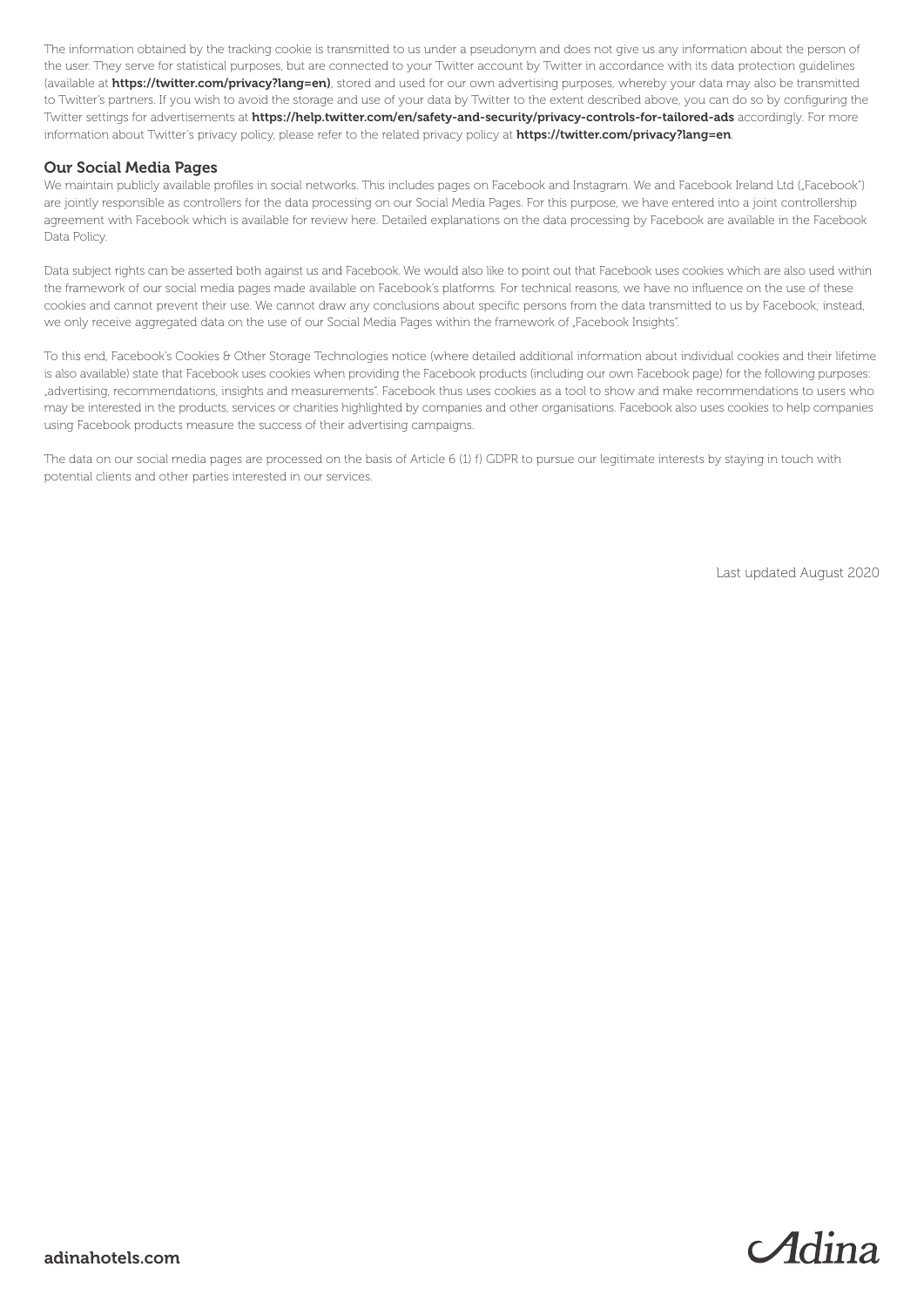The information obtained by the tracking cookie is transmitted to us under a pseudonym and does not give us any information about the person of the user. They serve for statistical purposes, but are connected to your Twitter account by Twitter in accordance with its data protection guidelines (available at **https://twitter.com/privacy?lang=en)**, stored and used for our own advertising purposes, whereby your data may also be transmitted to Twitter's partners. If you wish to avoid the storage and use of your data by Twitter to the extent described above, you can do so by configuring the Twitter settings for advertisements at **https://help.twitter.com/en/safety-and-security/privacy-controls-for-tailored-ads** accordingly. For more information about Twitter's privacy policy, please refer to the related privacy policy at **https://twitter.com/privacy?lang=en**.

## Our Social Media Pages

We maintain publicly available profiles in social networks. This includes pages on Facebook and Instagram. We and Facebook Ireland Ltd („Facebook") are jointly responsible as controllers for the data processing on our Social Media Pages. For this purpose, we have entered into a joint controllership agreement with Facebook which is available for review here. Detailed explanations on the data processing by Facebook are available in the Facebook Data Policy.

Data subject rights can be asserted both against us and Facebook. We would also like to point out that Facebook uses cookies which are also used within the framework of our social media pages made available on Facebook's platforms. For technical reasons, we have no influence on the use of these cookies and cannot prevent their use. We cannot draw any conclusions about specific persons from the data transmitted to us by Facebook; instead, we only receive aggregated data on the use of our Social Media Pages within the framework of „Facebook Insights".

To this end, Facebook's Cookies & Other Storage Technologies notice (where detailed additional information about individual cookies and their lifetime is also available) state that Facebook uses cookies when providing the Facebook products (including our own Facebook page) for the following purposes: „advertising, recommendations, insights and measurements". Facebook thus uses cookies as a tool to show and make recommendations to users who may be interested in the products, services or charities highlighted by companies and other organisations. Facebook also uses cookies to help companies using Facebook products measure the success of their advertising campaigns.

The data on our social media pages are processed on the basis of Article 6 (1) f) GDPR to pursue our legitimate interests by staying in touch with potential clients and other parties interested in our services.

Last updated August 2020